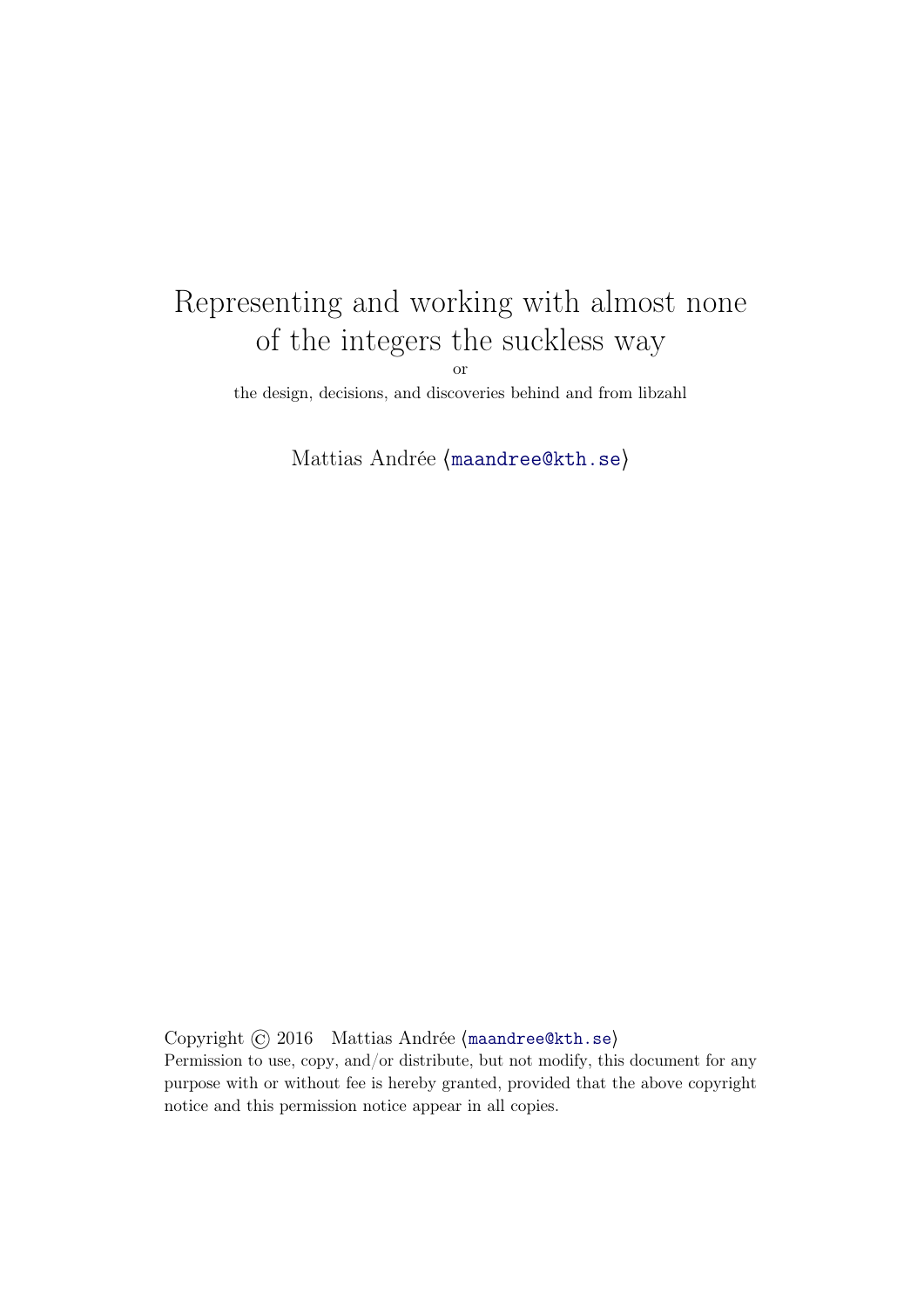# Representing and working with almost none of the integers the suckless way

or

the design, decisions, and discoveries behind and from libzahl

Mattias Andrée ⟨maandree@kth.se⟩

Copyright © 2016 Mattias Andrée ⟨maandree@kth.se⟩
Permission to use, copy, and/or distribute, but not modify, this document for any purpose with or without fee is hereby granted, provided that the above copyright notice and this permission notice appear in all copies.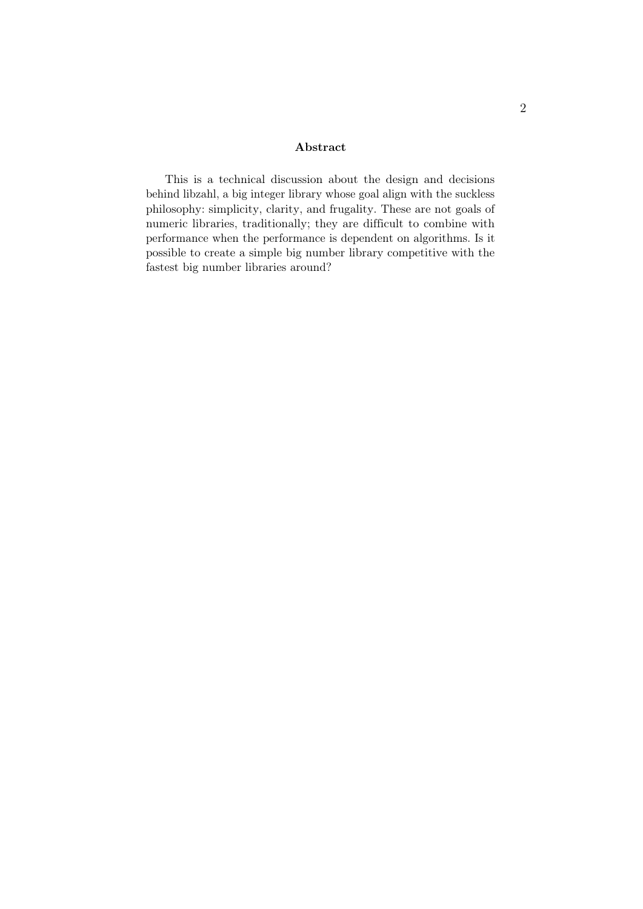**Abstract**

This is a technical discussion about the design and decisions behind libzahl, a big integer library whose goal align with the suckless philosophy: simplicity, clarity, and frugality. These are not goals of numeric libraries, traditionally; they are difficult to combine with performance when the performance is dependent on algorithms. Is it possible to create a simple big number library competitive with the fastest big number libraries around?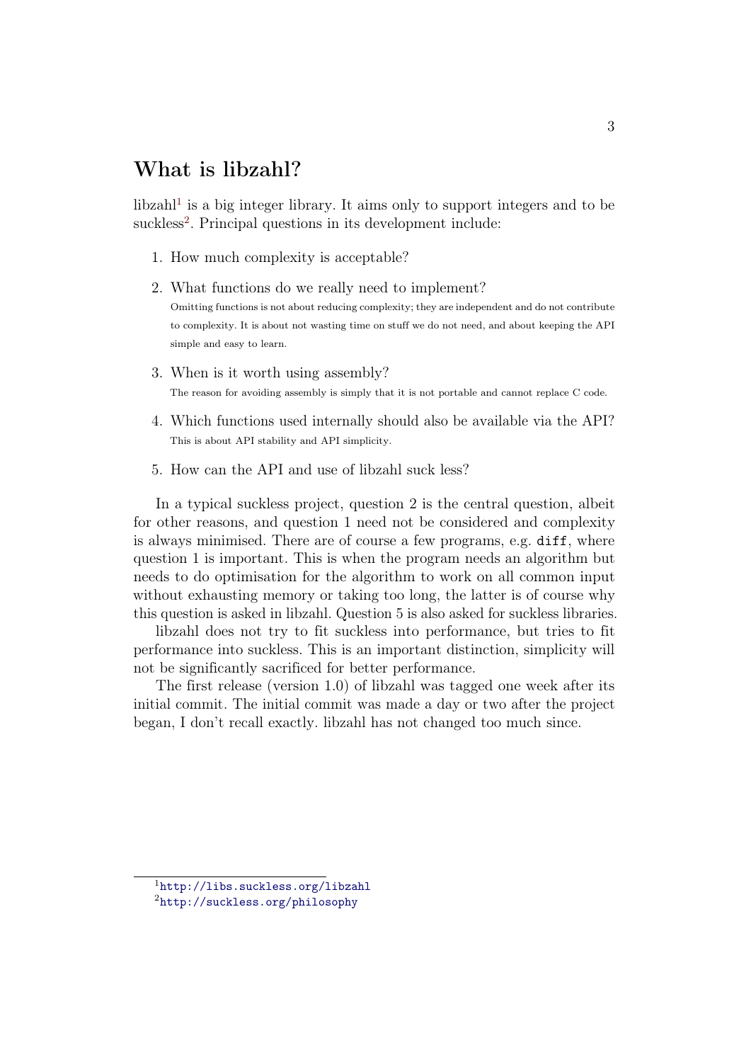# What is libzahl?

libzahl[1] is a big integer library. It aims only to support integers and to be suckless[2]. Principal questions in its development include:

1. How much complexity is acceptable?
2. What functions do we really need to implement?
   Omitting functions is not about reducing complexity; they are independent and do not contribute to complexity. It is about not wasting time on stuff we do not need, and about keeping the API simple and easy to learn.
3. When is it worth using assembly?
   The reason for avoiding assembly is simply that it is not portable and cannot replace C code.
4. Which functions used internally should also be available via the API?
   This is about API stability and API simplicity.
5. How can the API and use of libzahl suck less?

In a typical suckless project, question 2 is the central question, albeit for other reasons, and question 1 need not be considered and complexity is always minimised. There are of course a few programs, e.g. `diff`, where question 1 is important. This is when the program needs an algorithm but needs to do optimisation for the algorithm to work on all common input without exhausting memory or taking too long, the latter is of course why this question is asked in libzahl. Question 5 is also asked for suckless libraries.

libzahl does not try to fit suckless into performance, but tries to fit performance into suckless. This is an important distinction, simplicity will not be significantly sacrificed for better performance.

The first release (version 1.0) of libzahl was tagged one week after its initial commit. The initial commit was made a day or two after the project began, I don't recall exactly. libzahl has not changed too much since.

---

[1] http://libs.suckless.org/libzahl

[2] http://suckless.org/philosophy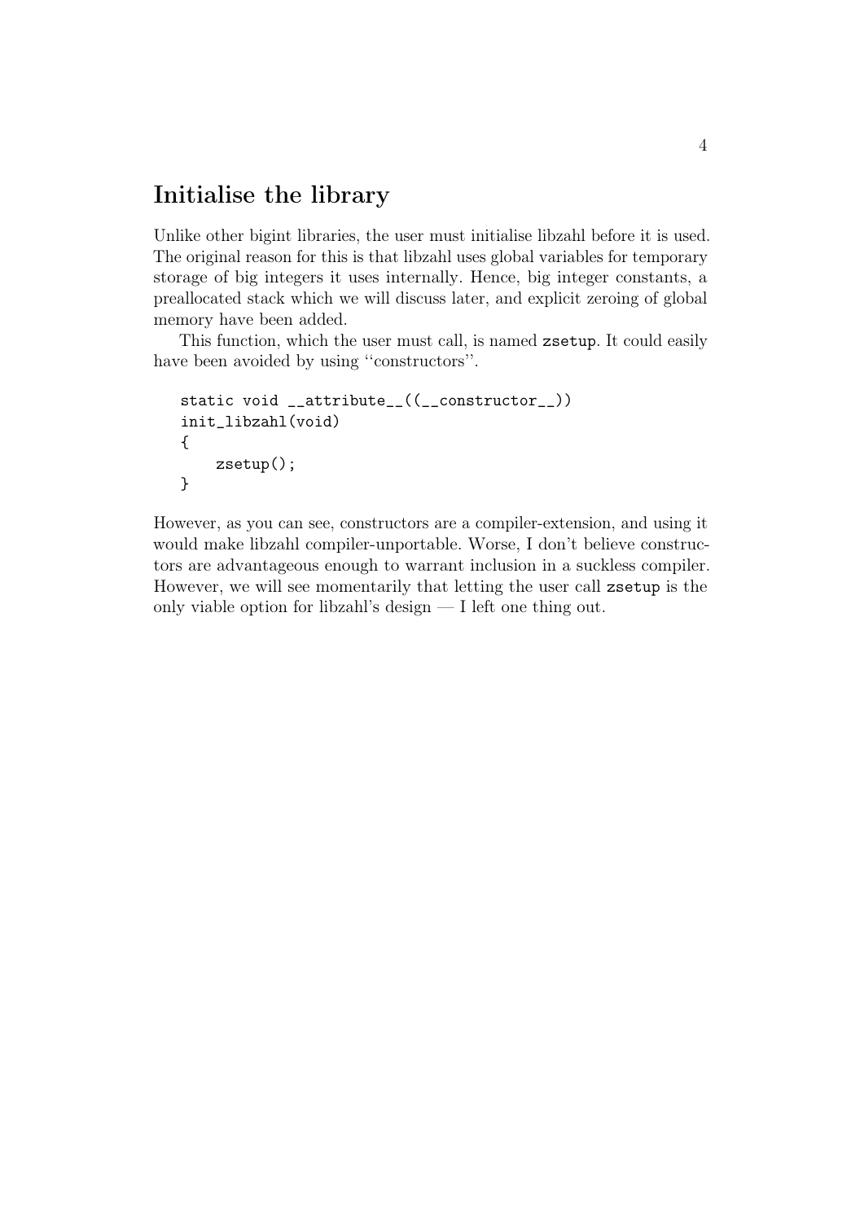# Initialise the library

Unlike other bigint libraries, the user must initialise libzahl before it is used. The original reason for this is that libzahl uses global variables for temporary storage of big integers it uses internally. Hence, big integer constants, a preallocated stack which we will discuss later, and explicit zeroing of global memory have been added.

This function, which the user must call, is named `zsetup`. It could easily have been avoided by using ''constructors''.

```
static void __attribute__((__constructor__))
init_libzahl(void)
{
    zsetup();
}
```

However, as you can see, constructors are a compiler-extension, and using it would make libzahl compiler-unportable. Worse, I don't believe constructors are advantageous enough to warrant inclusion in a suckless compiler. However, we will see momentarily that letting the user call `zsetup` is the only viable option for libzahl's design — I left one thing out.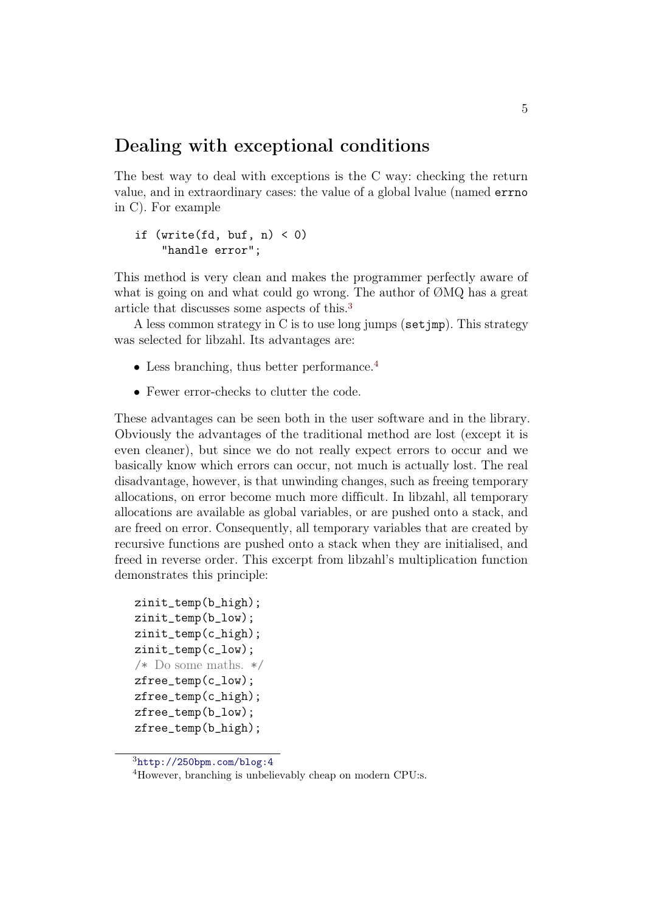# Dealing with exceptional conditions

The best way to deal with exceptions is the C way: checking the return value, and in extraordinary cases: the value of a global lvalue (named `errno` in C). For example

```
if (write(fd, buf, n) < 0)
    "handle error";
```

This method is very clean and makes the programmer perfectly aware of what is going on and what could go wrong. The author of ØMQ has a great article that discusses some aspects of this.[3]

A less common strategy in C is to use long jumps (`setjmp`). This strategy was selected for libzahl. Its advantages are:

- Less branching, thus better performance.[4]
- Fewer error-checks to clutter the code.

These advantages can be seen both in the user software and in the library. Obviously the advantages of the traditional method are lost (except it is even cleaner), but since we do not really expect errors to occur and we basically know which errors can occur, not much is actually lost. The real disadvantage, however, is that unwinding changes, such as freeing temporary allocations, on error become much more difficult. In libzahl, all temporary allocations are available as global variables, or are pushed onto a stack, and are freed on error. Consequently, all temporary variables that are created by recursive functions are pushed onto a stack when they are initialised, and freed in reverse order. This excerpt from libzahl's multiplication function demonstrates this principle:

```
zinit_temp(b_high);
zinit_temp(b_low);
zinit_temp(c_high);
zinit_temp(c_low);
/* Do some maths. */
zfree_temp(c_low);
zfree_temp(c_high);
zfree_temp(b_low);
zfree_temp(b_high);
```

---

[3] http://250bpm.com/blog:4

[4] However, branching is unbelievably cheap on modern CPU:s.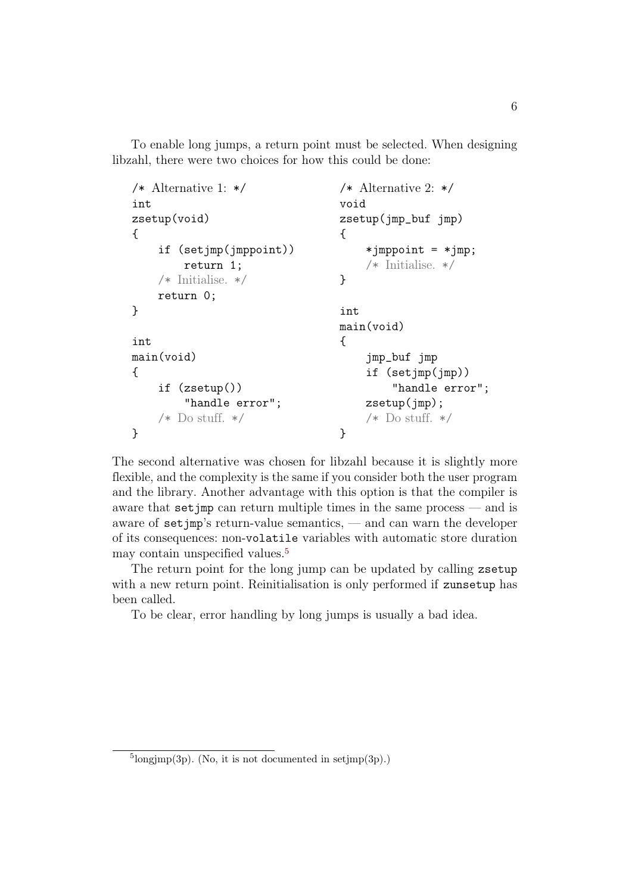To enable long jumps, a return point must be selected. When designing libzahl, there were two choices for how this could be done:

```
/* Alternative 1: */
int
zsetup(void)
{
    if (setjmp(jmppoint))
        return 1;
    /* Initialise. */
    return 0;
}

int
main(void)
{
    if (zsetup())
        "handle error";
    /* Do stuff. */
}
```

```
/* Alternative 2: */
void
zsetup(jmp_buf jmp)
{
    *jmppoint = *jmp;
    /* Initialise. */
}

int
main(void)
{
    jmp_buf jmp
    if (setjmp(jmp))
        "handle error";
    zsetup(jmp);
    /* Do stuff. */
}
```

The second alternative was chosen for libzahl because it is slightly more flexible, and the complexity is the same if you consider both the user program and the library. Another advantage with this option is that the compiler is aware that `setjmp` can return multiple times in the same process — and is aware of `setjmp`'s return-value semantics, — and can warn the developer of its consequences: non-`volatile` variables with automatic store duration may contain unspecified values.[5]

The return point for the long jump can be updated by calling `zsetup` with a new return point. Reinitialisation is only performed if `zunsetup` has been called.

To be clear, error handling by long jumps is usually a bad idea.

[5] longjmp(3p). (No, it is not documented in setjmp(3p).)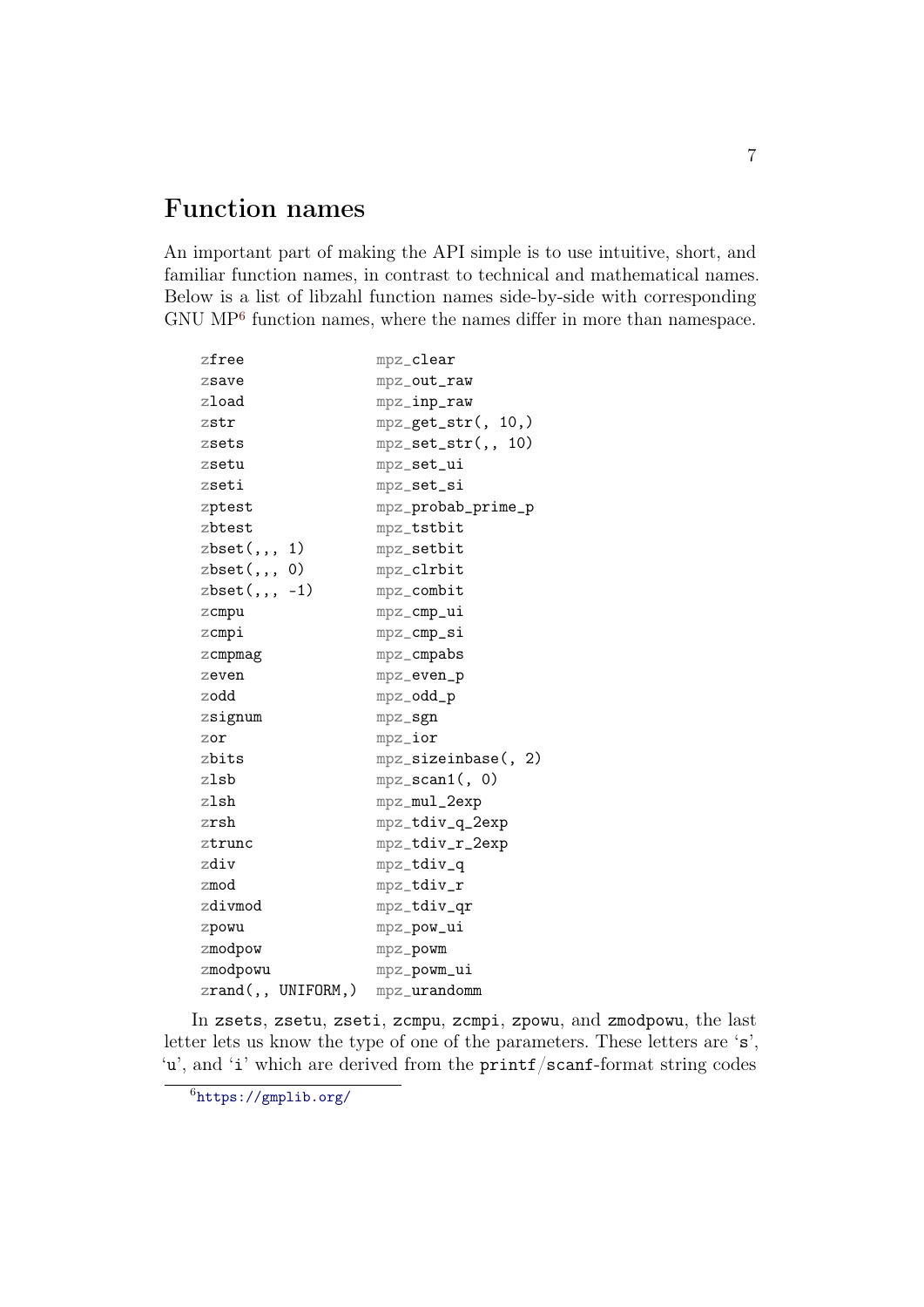## Function names

An important part of making the API simple is to use intuitive, short, and familiar function names, in contrast to technical and mathematical names. Below is a list of libzahl function names side-by-side with corresponding GNU MP[6] function names, where the names differ in more than namespace.

```
zfree              mpz_clear
zsave              mpz_out_raw
zload              mpz_inp_raw
zstr               mpz_get_str(, 10,)
zsets              mpz_set_str(,, 10)
zsetu              mpz_set_ui
zseti              mpz_set_si
zptest             mpz_probab_prime_p
zbtest             mpz_tstbit
zbset(,,, 1)       mpz_setbit
zbset(,,, 0)       mpz_clrbit
zbset(,,, -1)      mpz_combit
zcmpu              mpz_cmp_ui
zcmpi              mpz_cmp_si
zcmpmag            mpz_cmpabs
zeven              mpz_even_p
zodd               mpz_odd_p
zsignum            mpz_sgn
zor                mpz_ior
zbits              mpz_sizeinbase(, 2)
zlsb               mpz_scan1(, 0)
zlsh               mpz_mul_2exp
zrsh               mpz_tdiv_q_2exp
ztrunc             mpz_tdiv_r_2exp
zdiv               mpz_tdiv_q
zmod               mpz_tdiv_r
zdivmod            mpz_tdiv_qr
zpowu              mpz_pow_ui
zmodpow            mpz_powm
zmodpowu           mpz_powm_ui
zrand(,, UNIFORM,) mpz_urandomm
```

In `zsets`, `zsetu`, `zseti`, `zcmpu`, `zcmpi`, `zpowu`, and `zmodpowu`, the last letter lets us know the type of one of the parameters. These letters are '`s`', '`u`', and '`i`' which are derived from the `printf`/`scanf`-format string codes

[6] https://gmplib.org/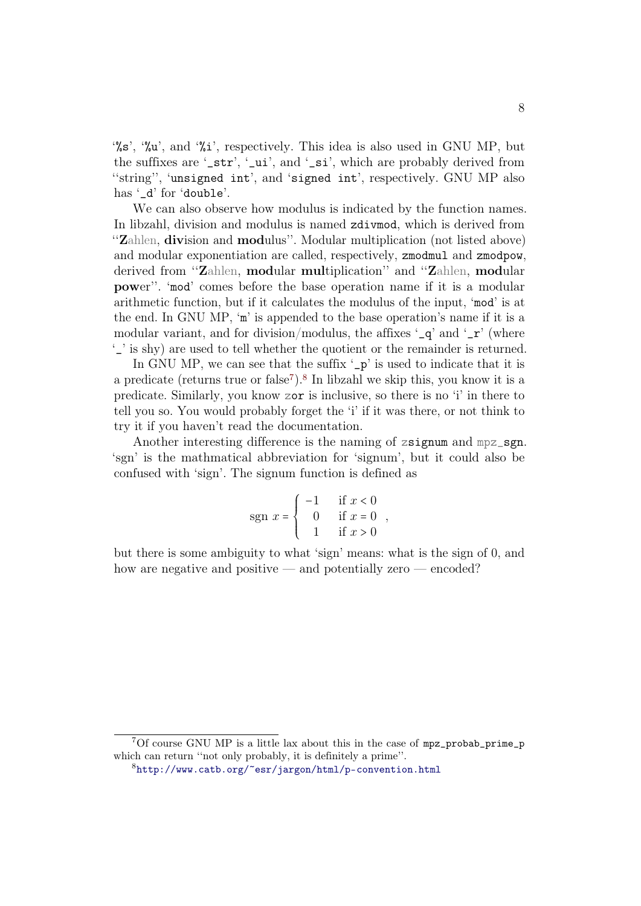'%s', '%u', and '%i', respectively. This idea is also used in GNU MP, but the suffixes are '_str', '_ui', and '_si', which are probably derived from "string", 'unsigned int', and 'signed int', respectively. GNU MP also has '_d' for 'double'.

We can also observe how modulus is indicated by the function names. In libzahl, division and modulus is named `zdivmod`, which is derived from "**Z**ahlen, **div**ision and **mod**ulus". Modular multiplication (not listed above) and modular exponentiation are called, respectively, `zmodmul` and `zmodpow`, derived from "**Z**ahlen, **mod**ular **mul**tiplication" and "**Z**ahlen, **mod**ular **pow**er". 'mod' comes before the base operation name if it is a modular arithmetic function, but if it calculates the modulus of the input, 'mod' is at the end. In GNU MP, 'm' is appended to the base operation's name if it is a modular variant, and for division/modulus, the affixes '_q' and '_r' (where '_' is shy) are used to tell whether the quotient or the remainder is returned.

In GNU MP, we can see that the suffix '_p' is used to indicate that it is a predicate (returns true or false[7]).[8] In libzahl we skip this, you know it is a predicate. Similarly, you know `zor` is inclusive, so there is no 'i' in there to tell you so. You would probably forget the 'i' if it was there, or not think to try it if you haven't read the documentation.

Another interesting difference is the naming of `zsignum` and `mpz_sgn`. 'sgn' is the mathmatical abbreviation for 'signum', but it could also be confused with 'sign'. The signum function is defined as

$$\text{sgn } x = \begin{cases} -1 & \text{if } x < 0 \\ 0 & \text{if } x = 0 \\ 1 & \text{if } x > 0 \end{cases},$$

but there is some ambiguity to what 'sign' means: what is the sign of 0, and how are negative and positive — and potentially zero — encoded?

---

[7] Of course GNU MP is a little lax about this in the case of `mpz_probab_prime_p` which can return "not only probably, it is definitely a prime".

[8] http://www.catb.org/~esr/jargon/html/p-convention.html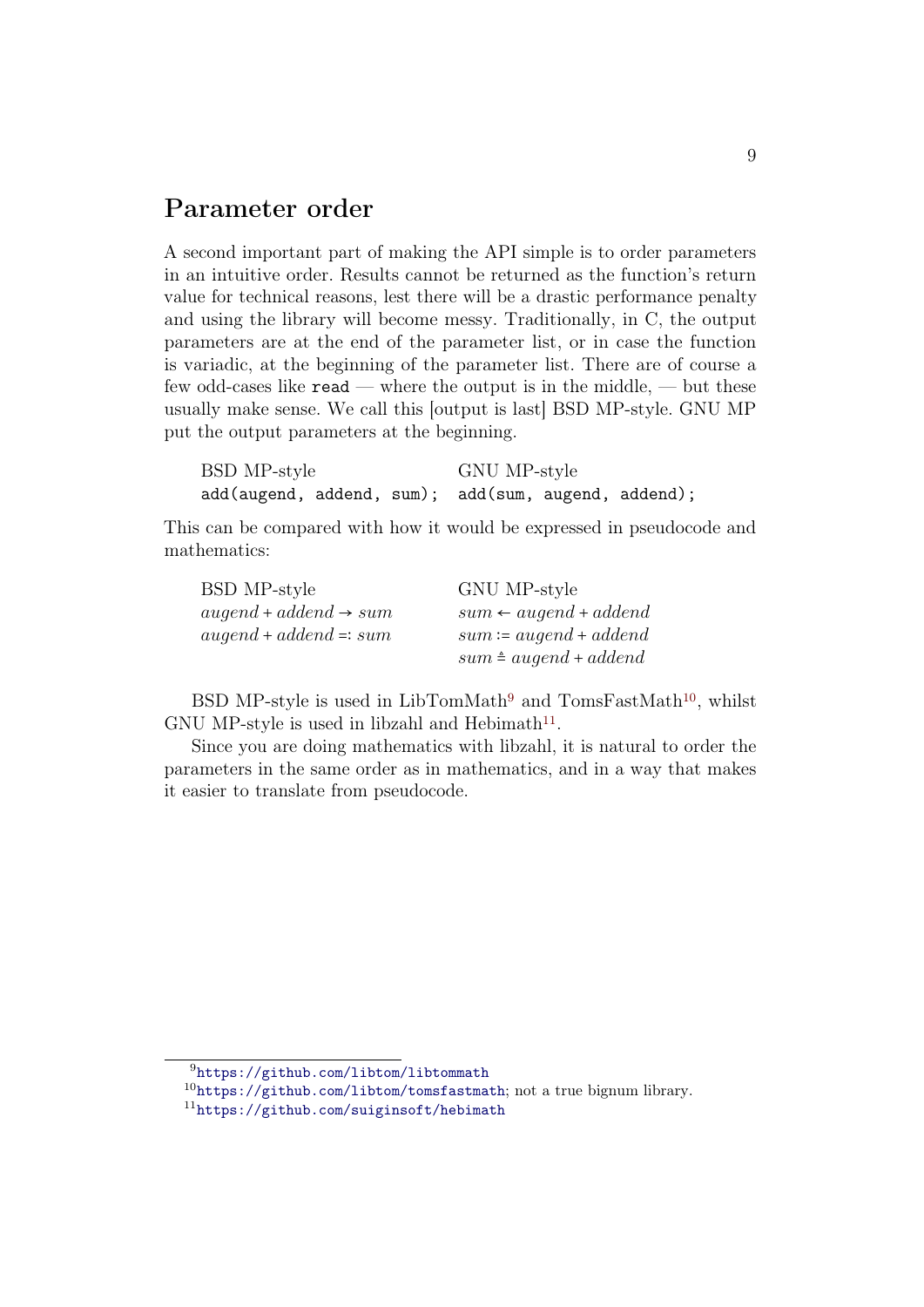## Parameter order

A second important part of making the API simple is to order parameters in an intuitive order. Results cannot be returned as the function's return value for technical reasons, lest there will be a drastic performance penalty and using the library will become messy. Traditionally, in C, the output parameters are at the end of the parameter list, or in case the function is variadic, at the beginning of the parameter list. There are of course a few odd-cases like `read` — where the output is in the middle, — but these usually make sense. We call this [output is last] BSD MP-style. GNU MP put the output parameters at the beginning.

| BSD MP-style | GNU MP-style |
| --- | --- |
| `add(augend, addend, sum);` | `add(sum, augend, addend);` |

This can be compared with how it would be expressed in pseudocode and mathematics:

| BSD MP-style | GNU MP-style |
| --- | --- |
| $augend + addend \rightarrow sum$ | $sum \leftarrow augend + addend$ |
| $augend + addend =: sum$ | $sum := augend + addend$ |
| | $sum \triangleq augend + addend$ |

BSD MP-style is used in LibTomMath[9] and TomsFastMath[10], whilst GNU MP-style is used in libzahl and Hebimath[11].

Since you are doing mathematics with libzahl, it is natural to order the parameters in the same order as in mathematics, and in a way that makes it easier to translate from pseudocode.

---

[9] https://github.com/libtom/libtommath

[10] https://github.com/libtom/tomsfastmath; not a true bignum library.

[11] https://github.com/suiginsoft/hebimath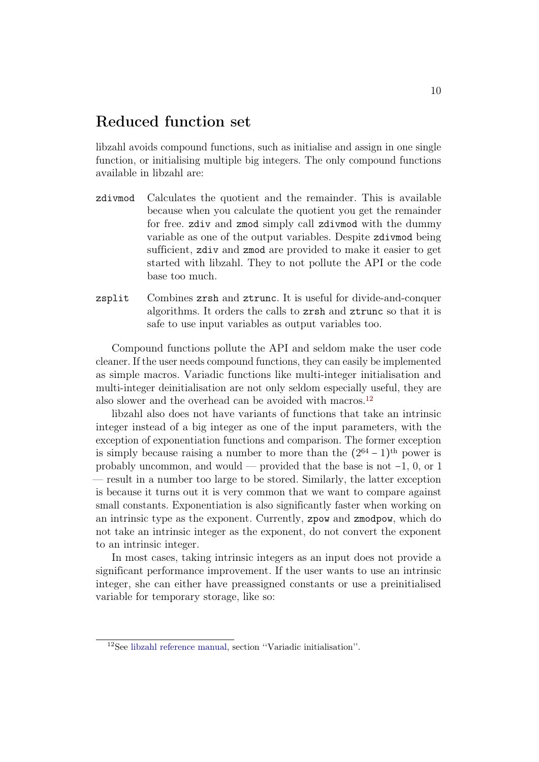# Reduced function set

libzahl avoids compound functions, such as initialise and assign in one single function, or initialising multiple big integers. The only compound functions available in libzahl are:

`zdivmod` Calculates the quotient and the remainder. This is available because when you calculate the quotient you get the remainder for free. `zdiv` and `zmod` simply call `zdivmod` with the dummy variable as one of the output variables. Despite `zdivmod` being sufficient, `zdiv` and `zmod` are provided to make it easier to get started with libzahl. They to not pollute the API or the code base too much.

`zsplit` Combines `zrsh` and `ztrunc`. It is useful for divide-and-conquer algorithms. It orders the calls to `zrsh` and `ztrunc` so that it is safe to use input variables as output variables too.

Compound functions pollute the API and seldom make the user code cleaner. If the user needs compound functions, they can easily be implemented as simple macros. Variadic functions like multi-integer initialisation and multi-integer deinitialisation are not only seldom especially useful, they are also slower and the overhead can be avoided with macros.[12]

libzahl also does not have variants of functions that take an intrinsic integer instead of a big integer as one of the input parameters, with the exception of exponentiation functions and comparison. The former exception is simply because raising a number to more than the $(2^{64} - 1)^{\text{th}}$ power is probably uncommon, and would — provided that the base is not $-1$, $0$, or $1$ — result in a number too large to be stored. Similarly, the latter exception is because it turns out it is very common that we want to compare against small constants. Exponentiation is also significantly faster when working on an intrinsic type as the exponent. Currently, `zpow` and `zmodpow`, which do not take an intrinsic integer as the exponent, do not convert the exponent to an intrinsic integer.

In most cases, taking intrinsic integers as an input does not provide a significant performance improvement. If the user wants to use an intrinsic integer, she can either have preassigned constants or use a preinitialised variable for temporary storage, like so:

[12] See libzahl reference manual, section "Variadic initialisation".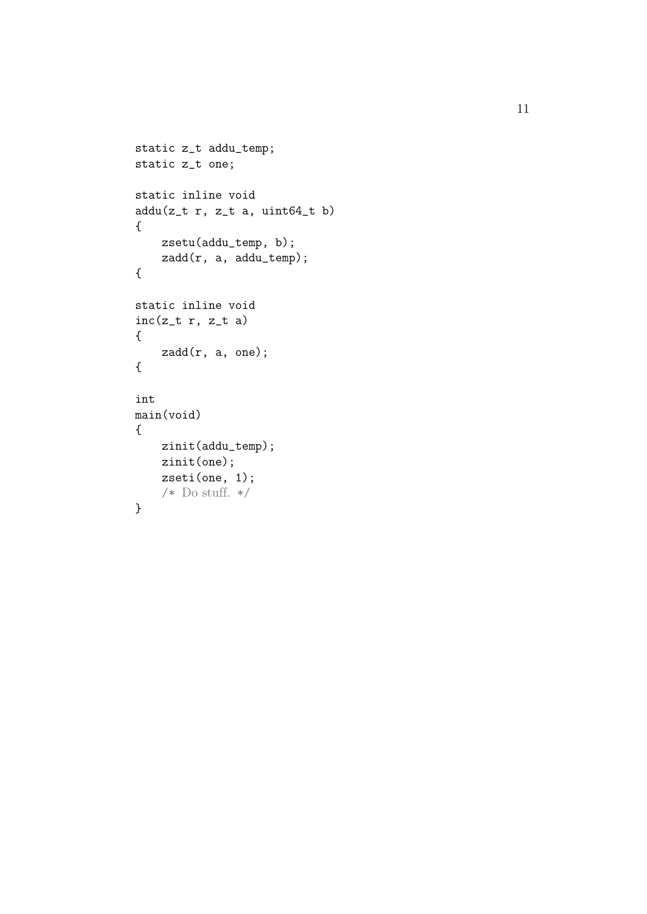```
static z_t addu_temp;
static z_t one;

static inline void
addu(z_t r, z_t a, uint64_t b)
{
    zsetu(addu_temp, b);
    zadd(r, a, addu_temp);
{

static inline void
inc(z_t r, z_t a)
{
    zadd(r, a, one);
{

int
main(void)
{
    zinit(addu_temp);
    zinit(one);
    zseti(one, 1);
    /* Do stuff. */
}
```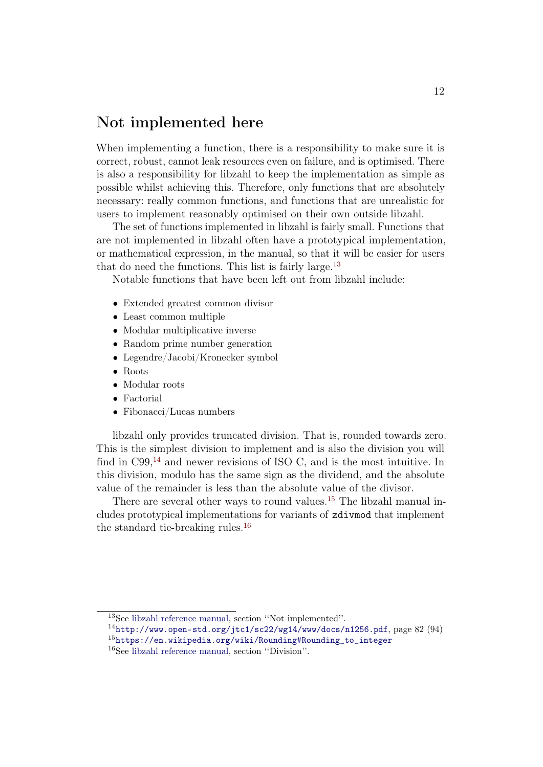## Not implemented here

When implementing a function, there is a responsibility to make sure it is correct, robust, cannot leak resources even on failure, and is optimised. There is also a responsibility for libzahl to keep the implementation as simple as possible whilst achieving this. Therefore, only functions that are absolutely necessary: really common functions, and functions that are unrealistic for users to implement reasonably optimised on their own outside libzahl.

The set of functions implemented in libzahl is fairly small. Functions that are not implemented in libzahl often have a prototypical implementation, or mathematical expression, in the manual, so that it will be easier for users that do need the functions. This list is fairly large.[13]

Notable functions that have been left out from libzahl include:

- Extended greatest common divisor
- Least common multiple
- Modular multiplicative inverse
- Random prime number generation
- Legendre/Jacobi/Kronecker symbol
- Roots
- Modular roots
- Factorial
- Fibonacci/Lucas numbers

libzahl only provides truncated division. That is, rounded towards zero. This is the simplest division to implement and is also the division you will find in C99,[14] and newer revisions of ISO C, and is the most intuitive. In this division, modulo has the same sign as the dividend, and the absolute value of the remainder is less than the absolute value of the divisor.

There are several other ways to round values.[15] The libzahl manual includes prototypical implementations for variants of `zdivmod` that implement the standard tie-breaking rules.[16]

---

[13] See libzahl reference manual, section "Not implemented".

[14] http://www.open-std.org/jtc1/sc22/wg14/www/docs/n1256.pdf, page 82 (94)

[15] https://en.wikipedia.org/wiki/Rounding#Rounding_to_integer

[16] See libzahl reference manual, section "Division".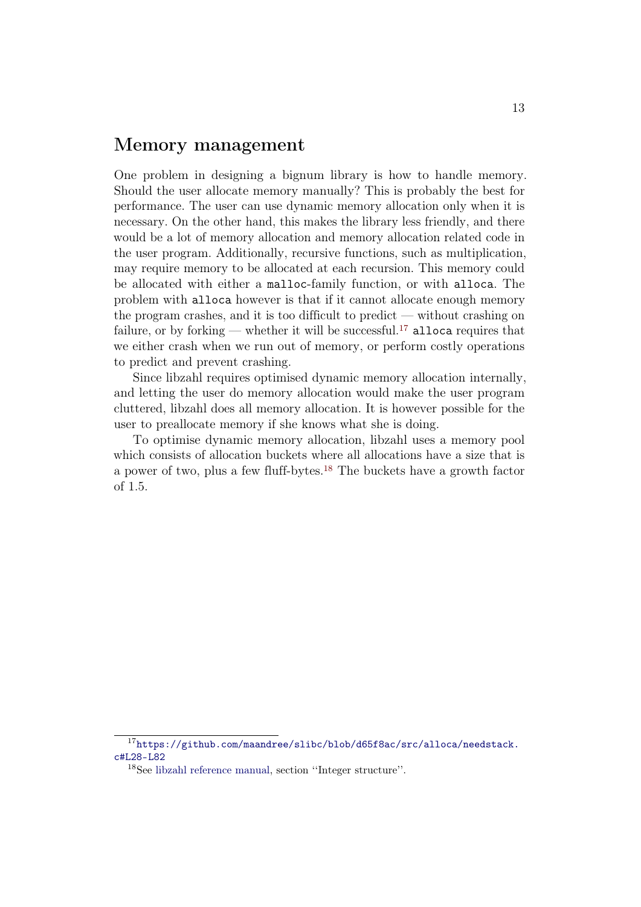## Memory management

One problem in designing a bignum library is how to handle memory. Should the user allocate memory manually? This is probably the best for performance. The user can use dynamic memory allocation only when it is necessary. On the other hand, this makes the library less friendly, and there would be a lot of memory allocation and memory allocation related code in the user program. Additionally, recursive functions, such as multiplication, may require memory to be allocated at each recursion. This memory could be allocated with either a `malloc`-family function, or with `alloca`. The problem with `alloca` however is that if it cannot allocate enough memory the program crashes, and it is too difficult to predict — without crashing on failure, or by forking — whether it will be successful.[17] `alloca` requires that we either crash when we run out of memory, or perform costly operations to predict and prevent crashing.

Since libzahl requires optimised dynamic memory allocation internally, and letting the user do memory allocation would make the user program cluttered, libzahl does all memory allocation. It is however possible for the user to preallocate memory if she knows what she is doing.

To optimise dynamic memory allocation, libzahl uses a memory pool which consists of allocation buckets where all allocations have a size that is a power of two, plus a few fluff-bytes.[18] The buckets have a growth factor of 1.5.

---

[17] https://github.com/maandree/slibc/blob/d65f8ac/src/alloca/needstack.c#L28-L82

[18] See libzahl reference manual, section "Integer structure".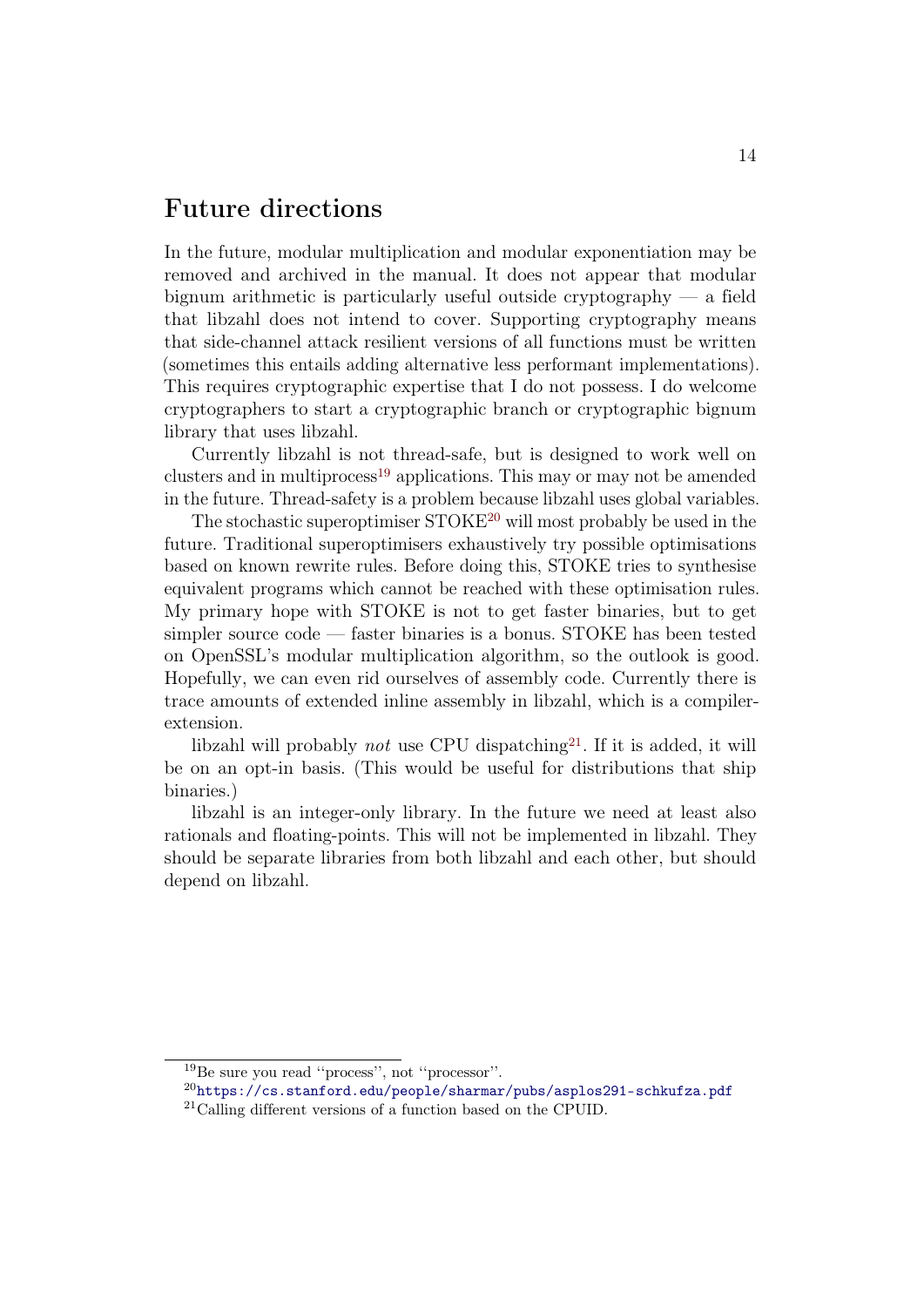## Future directions

In the future, modular multiplication and modular exponentiation may be removed and archived in the manual. It does not appear that modular bignum arithmetic is particularly useful outside cryptography — a field that libzahl does not intend to cover. Supporting cryptography means that side-channel attack resilient versions of all functions must be written (sometimes this entails adding alternative less performant implementations). This requires cryptographic expertise that I do not possess. I do welcome cryptographers to start a cryptographic branch or cryptographic bignum library that uses libzahl.

Currently libzahl is not thread-safe, but is designed to work well on clusters and in multiprocess[19] applications. This may or may not be amended in the future. Thread-safety is a problem because libzahl uses global variables.

The stochastic superoptimiser STOKE[20] will most probably be used in the future. Traditional superoptimisers exhaustively try possible optimisations based on known rewrite rules. Before doing this, STOKE tries to synthesise equivalent programs which cannot be reached with these optimisation rules. My primary hope with STOKE is not to get faster binaries, but to get simpler source code — faster binaries is a bonus. STOKE has been tested on OpenSSL's modular multiplication algorithm, so the outlook is good. Hopefully, we can even rid ourselves of assembly code. Currently there is trace amounts of extended inline assembly in libzahl, which is a compiler-extension.

libzahl will probably *not* use CPU dispatching[21]. If it is added, it will be on an opt-in basis. (This would be useful for distributions that ship binaries.)

libzahl is an integer-only library. In the future we need at least also rationals and floating-points. This will not be implemented in libzahl. They should be separate libraries from both libzahl and each other, but should depend on libzahl.

---

[19] Be sure you read "process", not "processor".

[20] https://cs.stanford.edu/people/sharmar/pubs/asplos291-schkufza.pdf

[21] Calling different versions of a function based on the CPUID.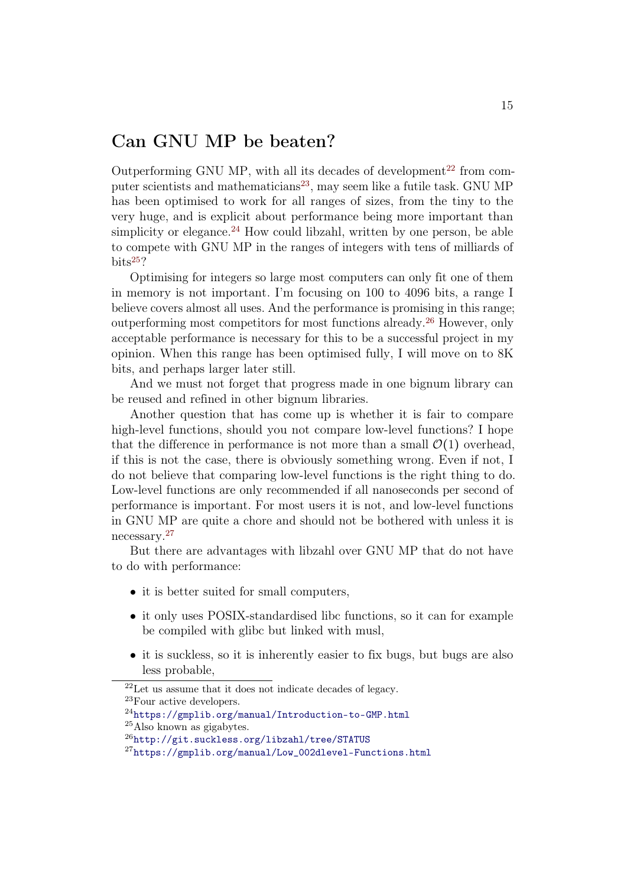## Can GNU MP be beaten?

Outperforming GNU MP, with all its decades of development[22] from computer scientists and mathematicians[23], may seem like a futile task. GNU MP has been optimised to work for all ranges of sizes, from the tiny to the very huge, and is explicit about performance being more important than simplicity or elegance.[24] How could libzahl, written by one person, be able to compete with GNU MP in the ranges of integers with tens of milliards of bits[25]?

Optimising for integers so large most computers can only fit one of them in memory is not important. I'm focusing on 100 to 4096 bits, a range I believe covers almost all uses. And the performance is promising in this range; outperforming most competitors for most functions already.[26] However, only acceptable performance is necessary for this to be a successful project in my opinion. When this range has been optimised fully, I will move on to 8K bits, and perhaps larger later still.

And we must not forget that progress made in one bignum library can be reused and refined in other bignum libraries.

Another question that has come up is whether it is fair to compare high-level functions, should you not compare low-level functions? I hope that the difference in performance is not more than a small $\mathcal{O}(1)$ overhead, if this is not the case, there is obviously something wrong. Even if not, I do not believe that comparing low-level functions is the right thing to do. Low-level functions are only recommended if all nanoseconds per second of performance is important. For most users it is not, and low-level functions in GNU MP are quite a chore and should not be bothered with unless it is necessary.[27]

But there are advantages with libzahl over GNU MP that do not have to do with performance:

- it is better suited for small computers,
- it only uses POSIX-standardised libc functions, so it can for example be compiled with glibc but linked with musl,
- it is suckless, so it is inherently easier to fix bugs, but bugs are also less probable,

[22] Let us assume that it does not indicate decades of legacy.
[23] Four active developers.
[24] https://gmplib.org/manual/Introduction-to-GMP.html
[25] Also known as gigabytes.
[26] http://git.suckless.org/libzahl/tree/STATUS
[27] https://gmplib.org/manual/Low_002dlevel-Functions.html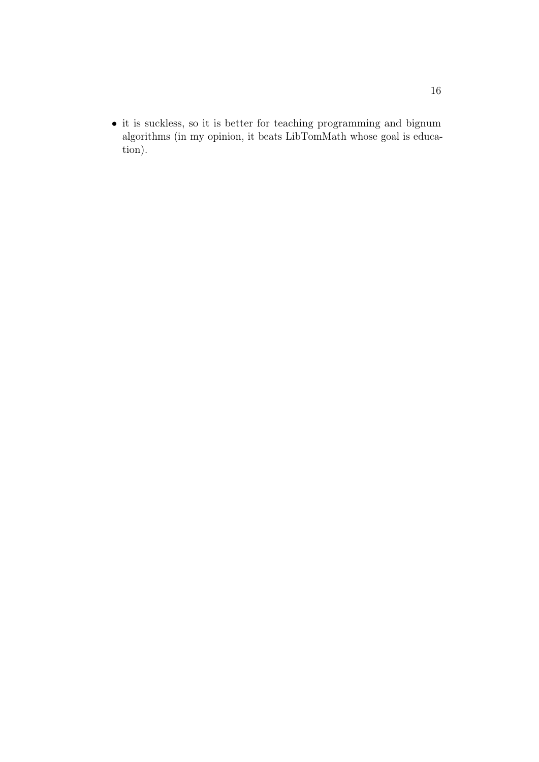- it is suckless, so it is better for teaching programming and bignum algorithms (in my opinion, it beats LibTomMath whose goal is education).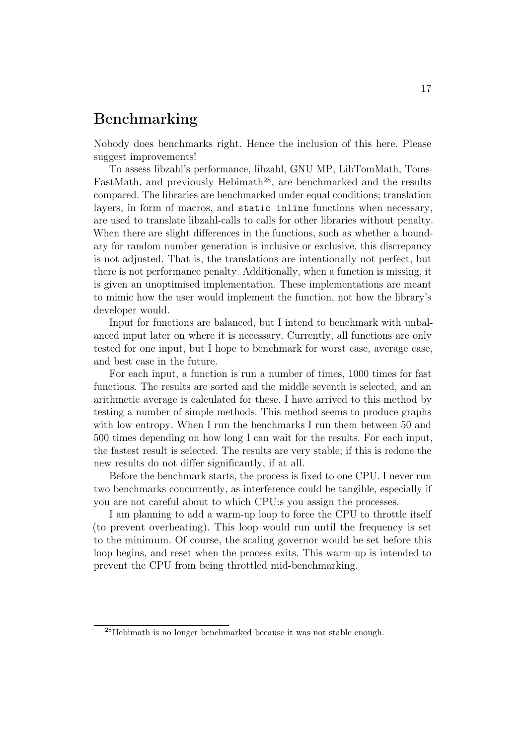# Benchmarking

Nobody does benchmarks right. Hence the inclusion of this here. Please suggest improvements!

To assess libzahl's performance, libzahl, GNU MP, LibTomMath, TomsFastMath, and previously Hebimath[28], are benchmarked and the results compared. The libraries are benchmarked under equal conditions; translation layers, in form of macros, and `static inline` functions when necessary, are used to translate libzahl-calls to calls for other libraries without penalty. When there are slight differences in the functions, such as whether a boundary for random number generation is inclusive or exclusive, this discrepancy is not adjusted. That is, the translations are intentionally not perfect, but there is not performance penalty. Additionally, when a function is missing, it is given an unoptimised implementation. These implementations are meant to mimic how the user would implement the function, not how the library's developer would.

Input for functions are balanced, but I intend to benchmark with unbalanced input later on where it is necessary. Currently, all functions are only tested for one input, but I hope to benchmark for worst case, average case, and best case in the future.

For each input, a function is run a number of times, 1000 times for fast functions. The results are sorted and the middle seventh is selected, and an arithmetic average is calculated for these. I have arrived to this method by testing a number of simple methods. This method seems to produce graphs with low entropy. When I run the benchmarks I run them between 50 and 500 times depending on how long I can wait for the results. For each input, the fastest result is selected. The results are very stable; if this is redone the new results do not differ significantly, if at all.

Before the benchmark starts, the process is fixed to one CPU. I never run two benchmarks concurrently, as interference could be tangible, especially if you are not careful about to which CPU:s you assign the processes.

I am planning to add a warm-up loop to force the CPU to throttle itself (to prevent overheating). This loop would run until the frequency is set to the minimum. Of course, the scaling governor would be set before this loop begins, and reset when the process exits. This warm-up is intended to prevent the CPU from being throttled mid-benchmarking.

[28] Hebimath is no longer benchmarked because it was not stable enough.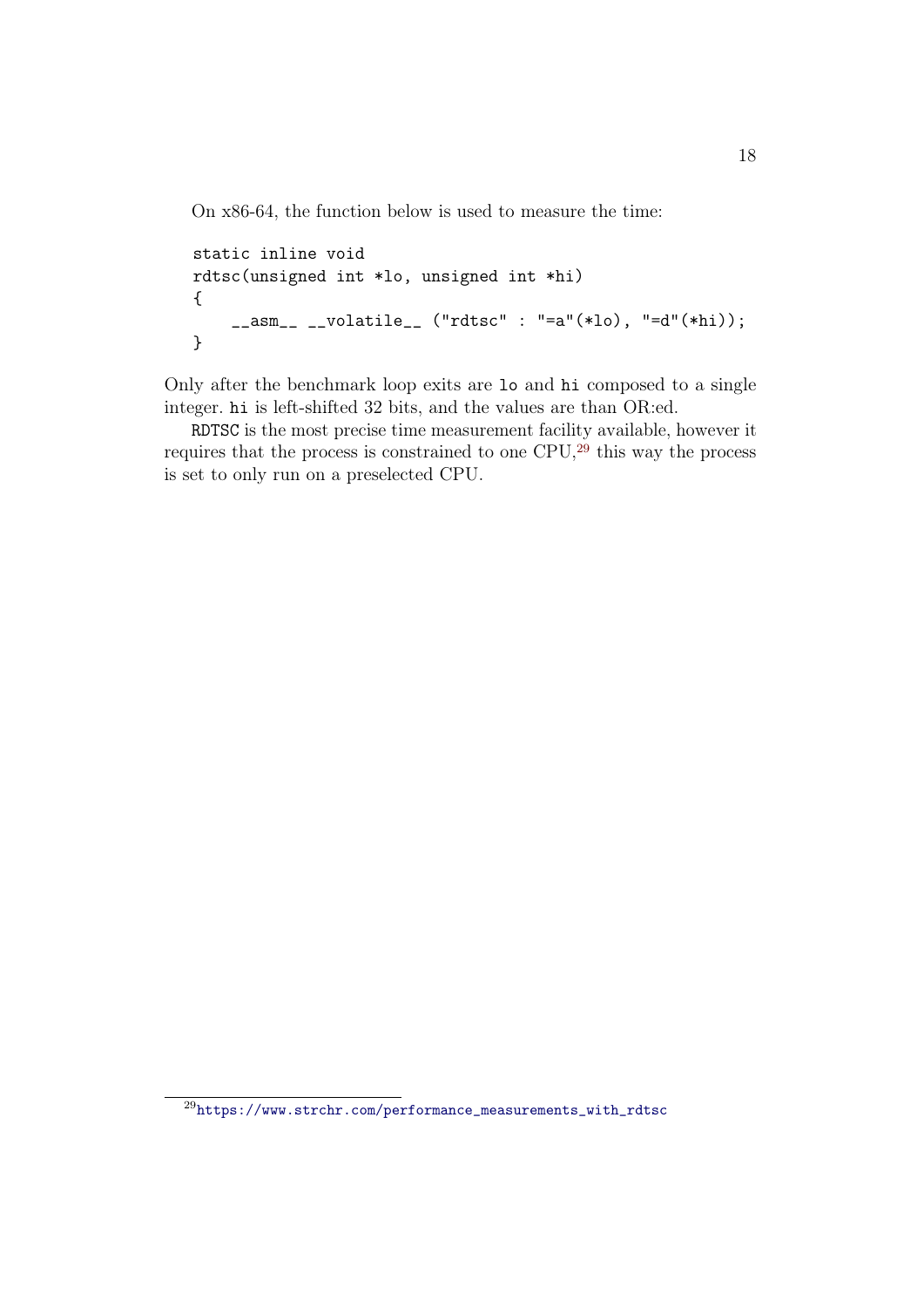On x86-64, the function below is used to measure the time:

```
static inline void
rdtsc(unsigned int *lo, unsigned int *hi)
{
    __asm__ __volatile__ ("rdtsc" : "=a"(*lo), "=d"(*hi));
}
```

Only after the benchmark loop exits are `lo` and `hi` composed to a single integer. `hi` is left-shifted 32 bits, and the values are than OR:ed.

`RDTSC` is the most precise time measurement facility available, however it requires that the process is constrained to one CPU,[29] this way the process is set to only run on a preselected CPU.

---

[29] https://www.strchr.com/performance_measurements_with_rdtsc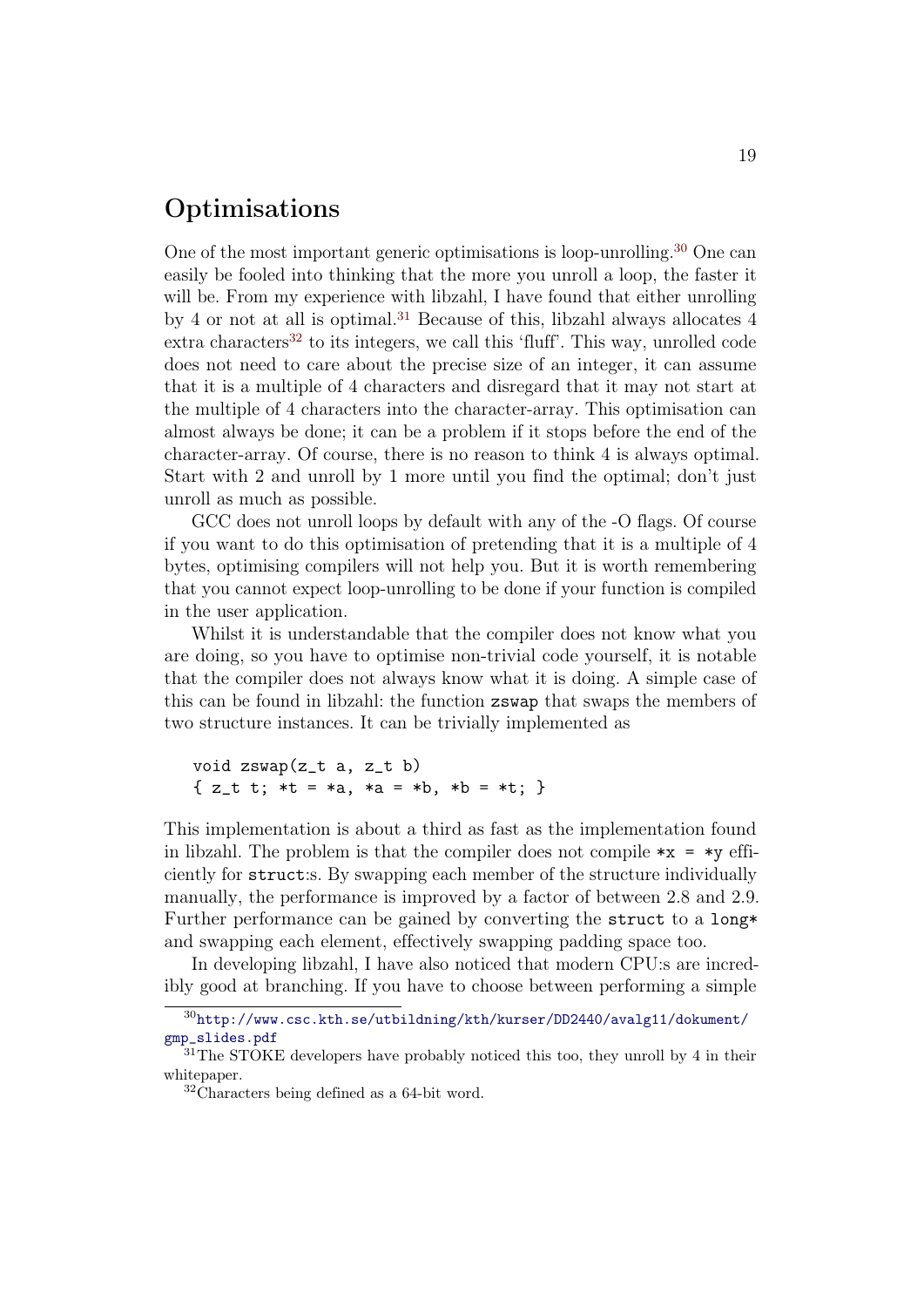## Optimisations

One of the most important generic optimisations is loop-unrolling.[30] One can easily be fooled into thinking that the more you unroll a loop, the faster it will be. From my experience with libzahl, I have found that either unrolling by 4 or not at all is optimal.[31] Because of this, libzahl always allocates 4 extra characters[32] to its integers, we call this 'fluff'. This way, unrolled code does not need to care about the precise size of an integer, it can assume that it is a multiple of 4 characters and disregard that it may not start at the multiple of 4 characters into the character-array. This optimisation can almost always be done; it can be a problem if it stops before the end of the character-array. Of course, there is no reason to think 4 is always optimal. Start with 2 and unroll by 1 more until you find the optimal; don't just unroll as much as possible.

GCC does not unroll loops by default with any of the -O flags. Of course if you want to do this optimisation of pretending that it is a multiple of 4 bytes, optimising compilers will not help you. But it is worth remembering that you cannot expect loop-unrolling to be done if your function is compiled in the user application.

Whilst it is understandable that the compiler does not know what you are doing, so you have to optimise non-trivial code yourself, it is notable that the compiler does not always know what it is doing. A simple case of this can be found in libzahl: the function `zswap` that swaps the members of two structure instances. It can be trivially implemented as

```
void zswap(z_t a, z_t b)
{ z_t t; *t = *a, *a = *b, *b = *t; }
```

This implementation is about a third as fast as the implementation found in libzahl. The problem is that the compiler does not compile `*x = *y` efficiently for `struct`:s. By swapping each member of the structure individually manually, the performance is improved by a factor of between 2.8 and 2.9. Further performance can be gained by converting the `struct` to a `long*` and swapping each element, effectively swapping padding space too.

In developing libzahl, I have also noticed that modern CPU:s are incredibly good at branching. If you have to choose between performing a simple

[30] http://www.csc.kth.se/utbildning/kth/kurser/DD2440/avalg11/dokument/gmp_slides.pdf

[31] The STOKE developers have probably noticed this too, they unroll by 4 in their whitepaper.

[32] Characters being defined as a 64-bit word.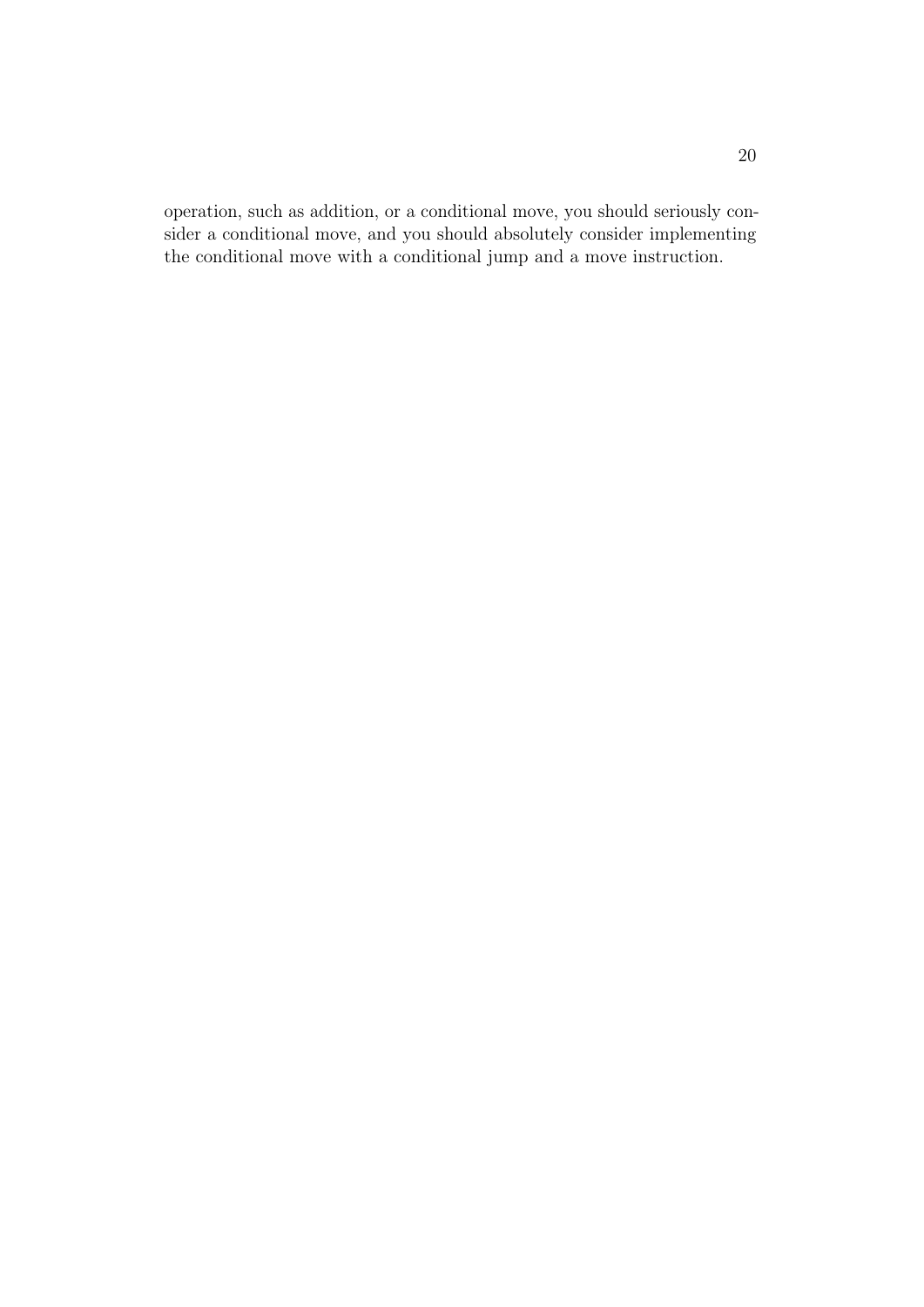operation, such as addition, or a conditional move, you should seriously consider a conditional move, and you should absolutely consider implementing the conditional move with a conditional jump and a move instruction.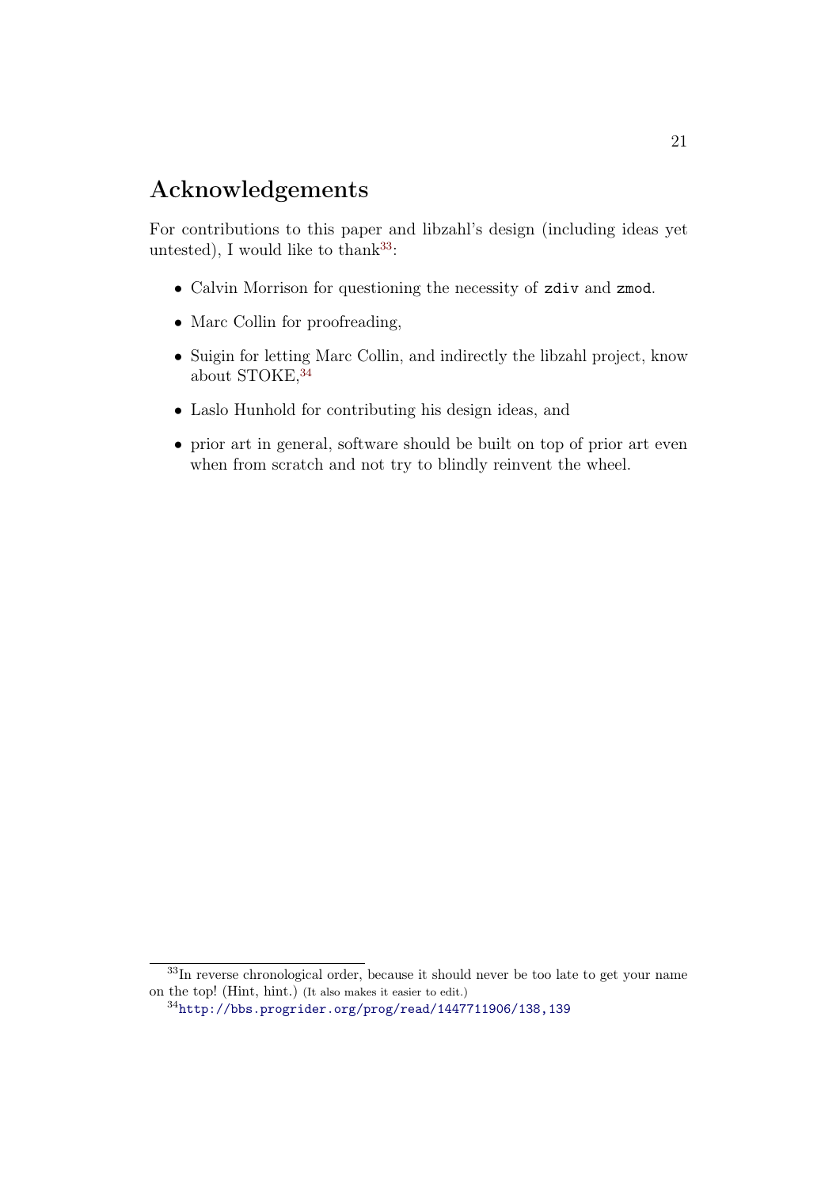# Acknowledgements

For contributions to this paper and libzahl's design (including ideas yet untested), I would like to thank[33]:

- Calvin Morrison for questioning the necessity of `zdiv` and `zmod`.
- Marc Collin for proofreading,
- Suigin for letting Marc Collin, and indirectly the libzahl project, know about STOKE,[34]
- Laslo Hunhold for contributing his design ideas, and
- prior art in general, software should be built on top of prior art even when from scratch and not try to blindly reinvent the wheel.

---

[33] In reverse chronological order, because it should never be too late to get your name on the top! (Hint, hint.) (It also makes it easier to edit.)

[34] http://bbs.progrider.org/prog/read/1447711906/138,139